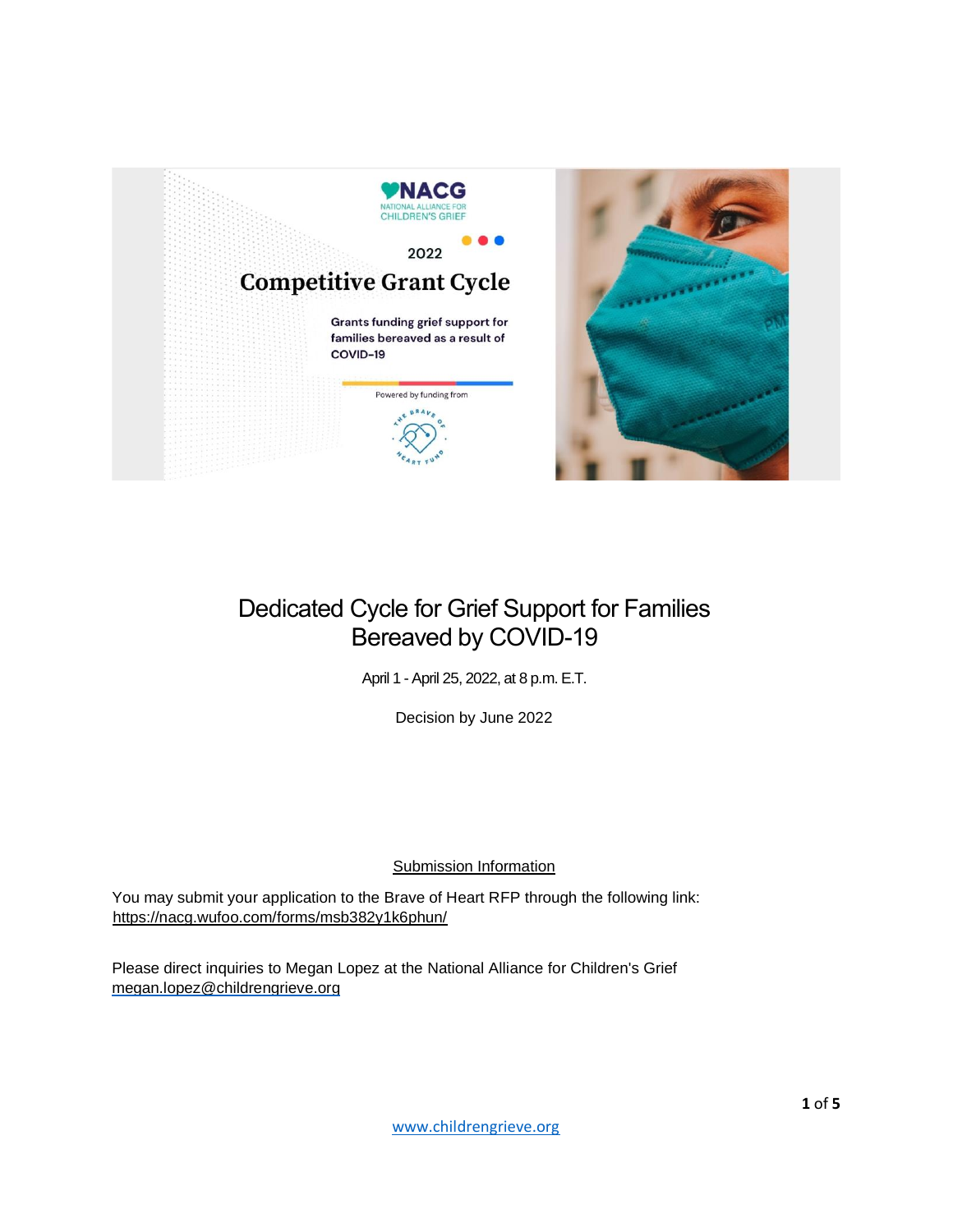NACG
NATIONAL ALLIANCE FOR CHILDREN'S GRIEF

2022

# Competitive Grant Cycle

Grants funding grief support for families bereaved as a result of COVID-19

Powered by funding from

THE BRAVE OF HEART FUND

# Dedicated Cycle for Grief Support for Families Bereaved by COVID-19

April 1 - April 25, 2022, at 8 p.m. E.T.

Decision by June 2022

## Submission Information

You may submit your application to the Brave of Heart RFP through the following link: https://nacg.wufoo.com/forms/msb382y1k6phun/

Please direct inquiries to Megan Lopez at the National Alliance for Children's Grief megan.lopez@childrengrieve.org

www.childrengrieve.org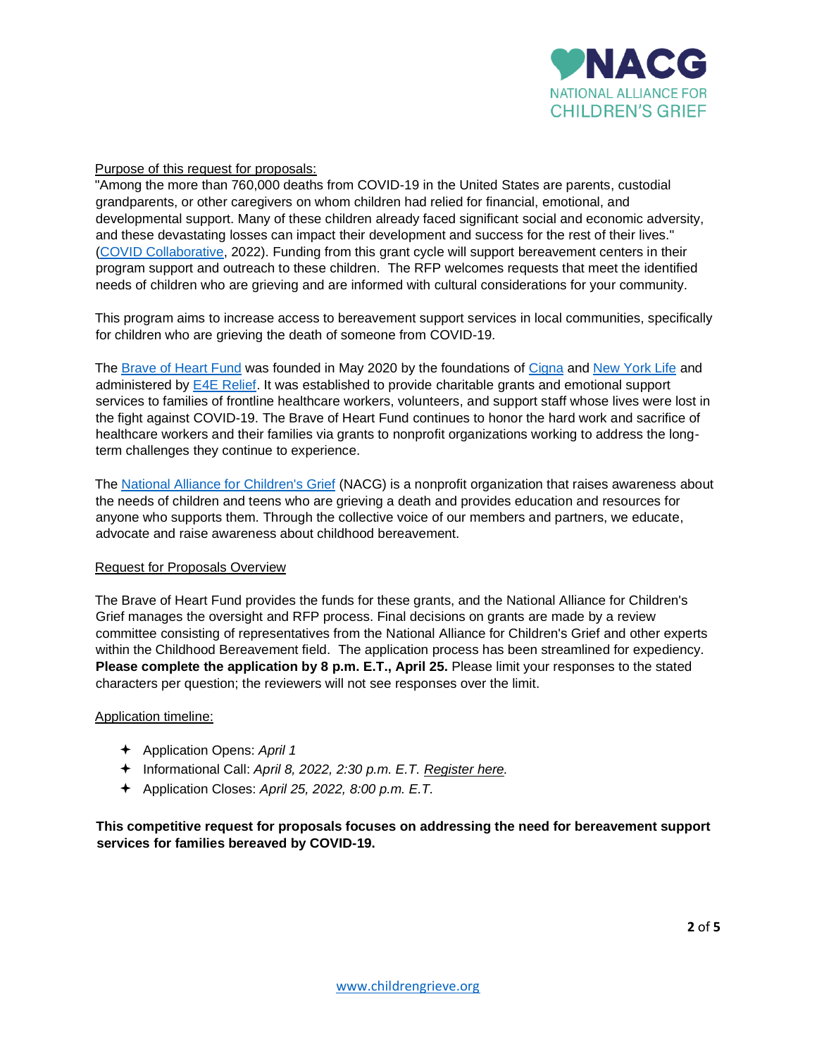Purpose of this request for proposals:

"Among the more than 760,000 deaths from COVID-19 in the United States are parents, custodial grandparents, or other caregivers on whom children had relied for financial, emotional, and developmental support. Many of these children already faced significant social and economic adversity, and these devastating losses can impact their development and success for the rest of their lives." (COVID Collaborative, 2022). Funding from this grant cycle will support bereavement centers in their program support and outreach to these children. The RFP welcomes requests that meet the identified needs of children who are grieving and are informed with cultural considerations for your community.

This program aims to increase access to bereavement support services in local communities, specifically for children who are grieving the death of someone from COVID-19.

The Brave of Heart Fund was founded in May 2020 by the foundations of Cigna and New York Life and administered by E4E Relief. It was established to provide charitable grants and emotional support services to families of frontline healthcare workers, volunteers, and support staff whose lives were lost in the fight against COVID-19. The Brave of Heart Fund continues to honor the hard work and sacrifice of healthcare workers and their families via grants to nonprofit organizations working to address the long-term challenges they continue to experience.

The National Alliance for Children's Grief (NACG) is a nonprofit organization that raises awareness about the needs of children and teens who are grieving a death and provides education and resources for anyone who supports them. Through the collective voice of our members and partners, we educate, advocate and raise awareness about childhood bereavement.

Request for Proposals Overview

The Brave of Heart Fund provides the funds for these grants, and the National Alliance for Children's Grief manages the oversight and RFP process. Final decisions on grants are made by a review committee consisting of representatives from the National Alliance for Children's Grief and other experts within the Childhood Bereavement field. The application process has been streamlined for expediency. **Please complete the application by 8 p.m. E.T., April 25.** Please limit your responses to the stated characters per question; the reviewers will not see responses over the limit.

Application timeline:

- Application Opens: *April 1*
- Informational Call: *April 8, 2022, 2:30 p.m. E.T. Register here.*
- Application Closes: *April 25, 2022, 8:00 p.m. E.T.*

**This competitive request for proposals focuses on addressing the need for bereavement support services for families bereaved by COVID-19.**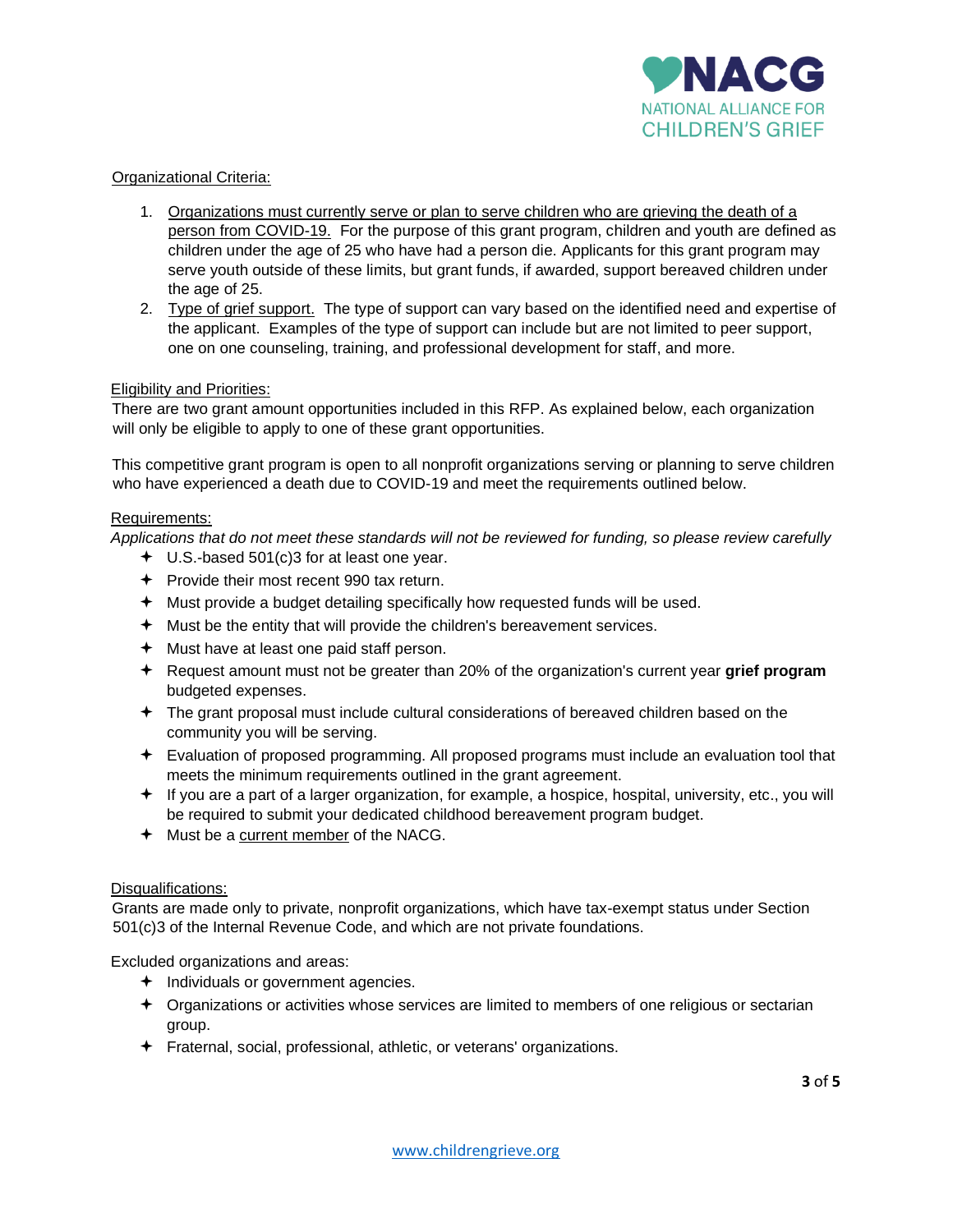Organizational Criteria:

1. Organizations must currently serve or plan to serve children who are grieving the death of a person from COVID-19. For the purpose of this grant program, children and youth are defined as children under the age of 25 who have had a person die. Applicants for this grant program may serve youth outside of these limits, but grant funds, if awarded, support bereaved children under the age of 25.
2. Type of grief support. The type of support can vary based on the identified need and expertise of the applicant. Examples of the type of support can include but are not limited to peer support, one on one counseling, training, and professional development for staff, and more.

Eligibility and Priorities:

There are two grant amount opportunities included in this RFP. As explained below, each organization will only be eligible to apply to one of these grant opportunities.

This competitive grant program is open to all nonprofit organizations serving or planning to serve children who have experienced a death due to COVID-19 and meet the requirements outlined below.

Requirements:

*Applications that do not meet these standards will not be reviewed for funding, so please review carefully*

- U.S.-based 501(c)3 for at least one year.
- Provide their most recent 990 tax return.
- Must provide a budget detailing specifically how requested funds will be used.
- Must be the entity that will provide the children's bereavement services.
- Must have at least one paid staff person.
- Request amount must not be greater than 20% of the organization's current year **grief program** budgeted expenses.
- The grant proposal must include cultural considerations of bereaved children based on the community you will be serving.
- Evaluation of proposed programming. All proposed programs must include an evaluation tool that meets the minimum requirements outlined in the grant agreement.
- If you are a part of a larger organization, for example, a hospice, hospital, university, etc., you will be required to submit your dedicated childhood bereavement program budget.
- Must be a current member of the NACG.

Disqualifications:

Grants are made only to private, nonprofit organizations, which have tax-exempt status under Section 501(c)3 of the Internal Revenue Code, and which are not private foundations.

Excluded organizations and areas:

- Individuals or government agencies.
- Organizations or activities whose services are limited to members of one religious or sectarian group.
- Fraternal, social, professional, athletic, or veterans' organizations.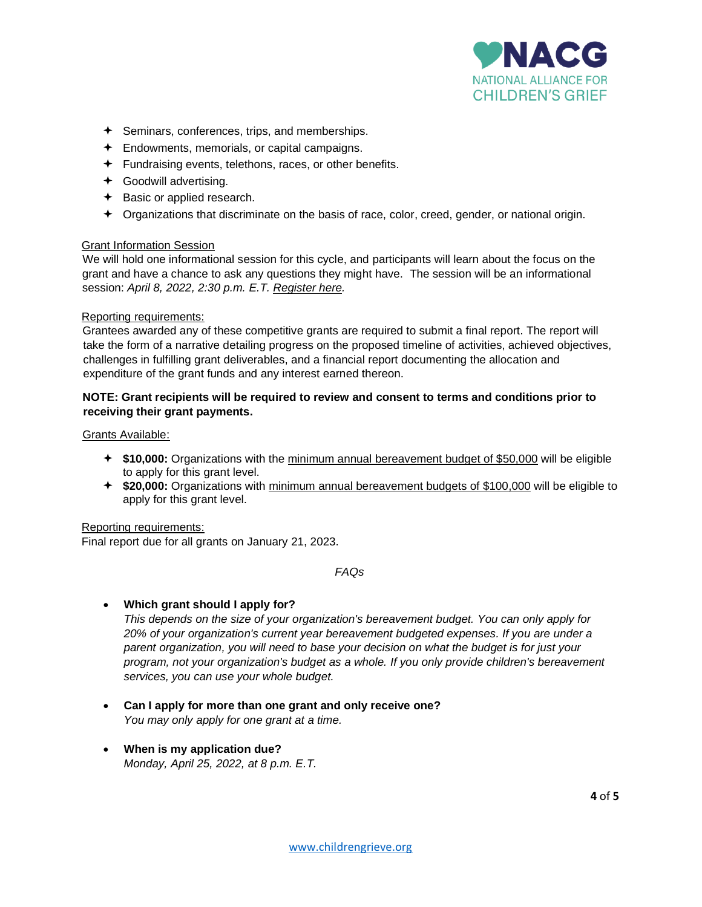- Seminars, conferences, trips, and memberships.
- Endowments, memorials, or capital campaigns.
- Fundraising events, telethons, races, or other benefits.
- Goodwill advertising.
- Basic or applied research.
- Organizations that discriminate on the basis of race, color, creed, gender, or national origin.

Grant Information Session

We will hold one informational session for this cycle, and participants will learn about the focus on the grant and have a chance to ask any questions they might have. The session will be an informational session: *April 8, 2022, 2:30 p.m. E.T. Register here.*

Reporting requirements:

Grantees awarded any of these competitive grants are required to submit a final report. The report will take the form of a narrative detailing progress on the proposed timeline of activities, achieved objectives, challenges in fulfilling grant deliverables, and a financial report documenting the allocation and expenditure of the grant funds and any interest earned thereon.

**NOTE: Grant recipients will be required to review and consent to terms and conditions prior to receiving their grant payments.**

Grants Available:

- **$10,000:** Organizations with the minimum annual bereavement budget of $50,000 will be eligible to apply for this grant level.
- **$20,000:** Organizations with minimum annual bereavement budgets of $100,000 will be eligible to apply for this grant level.

Reporting requirements:

Final report due for all grants on January 21, 2023.

*FAQs*

- **Which grant should I apply for?**
  *This depends on the size of your organization's bereavement budget. You can only apply for 20% of your organization's current year bereavement budgeted expenses. If you are under a parent organization, you will need to base your decision on what the budget is for just your program, not your organization's budget as a whole. If you only provide children's bereavement services, you can use your whole budget.*

- **Can I apply for more than one grant and only receive one?**
  *You may only apply for one grant at a time.*

- **When is my application due?**
  *Monday, April 25, 2022, at 8 p.m. E.T.*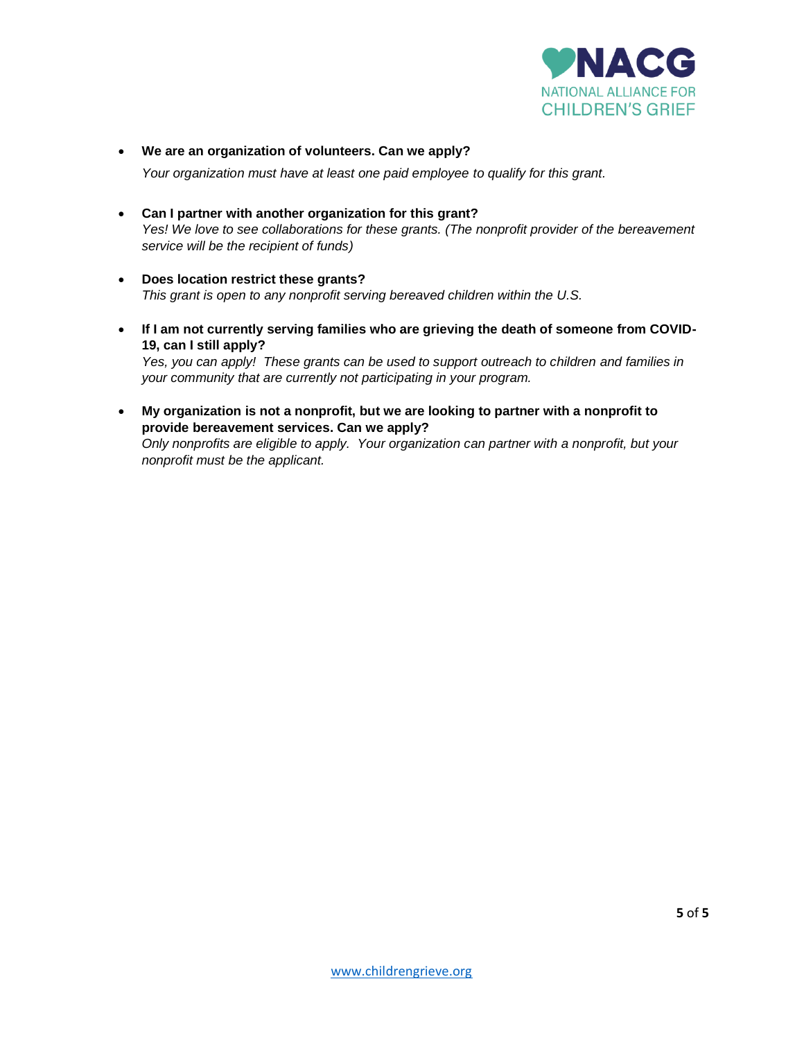- **We are an organization of volunteers. Can we apply?**

  *Your organization must have at least one paid employee to qualify for this grant.*

- **Can I partner with another organization for this grant?**
  *Yes! We love to see collaborations for these grants. (The nonprofit provider of the bereavement service will be the recipient of funds)*

- **Does location restrict these grants?**
  *This grant is open to any nonprofit serving bereaved children within the U.S.*

- **If I am not currently serving families who are grieving the death of someone from COVID-19, can I still apply?**
  *Yes, you can apply! These grants can be used to support outreach to children and families in your community that are currently not participating in your program.*

- **My organization is not a nonprofit, but we are looking to partner with a nonprofit to provide bereavement services. Can we apply?**
  *Only nonprofits are eligible to apply. Your organization can partner with a nonprofit, but your nonprofit must be the applicant.*